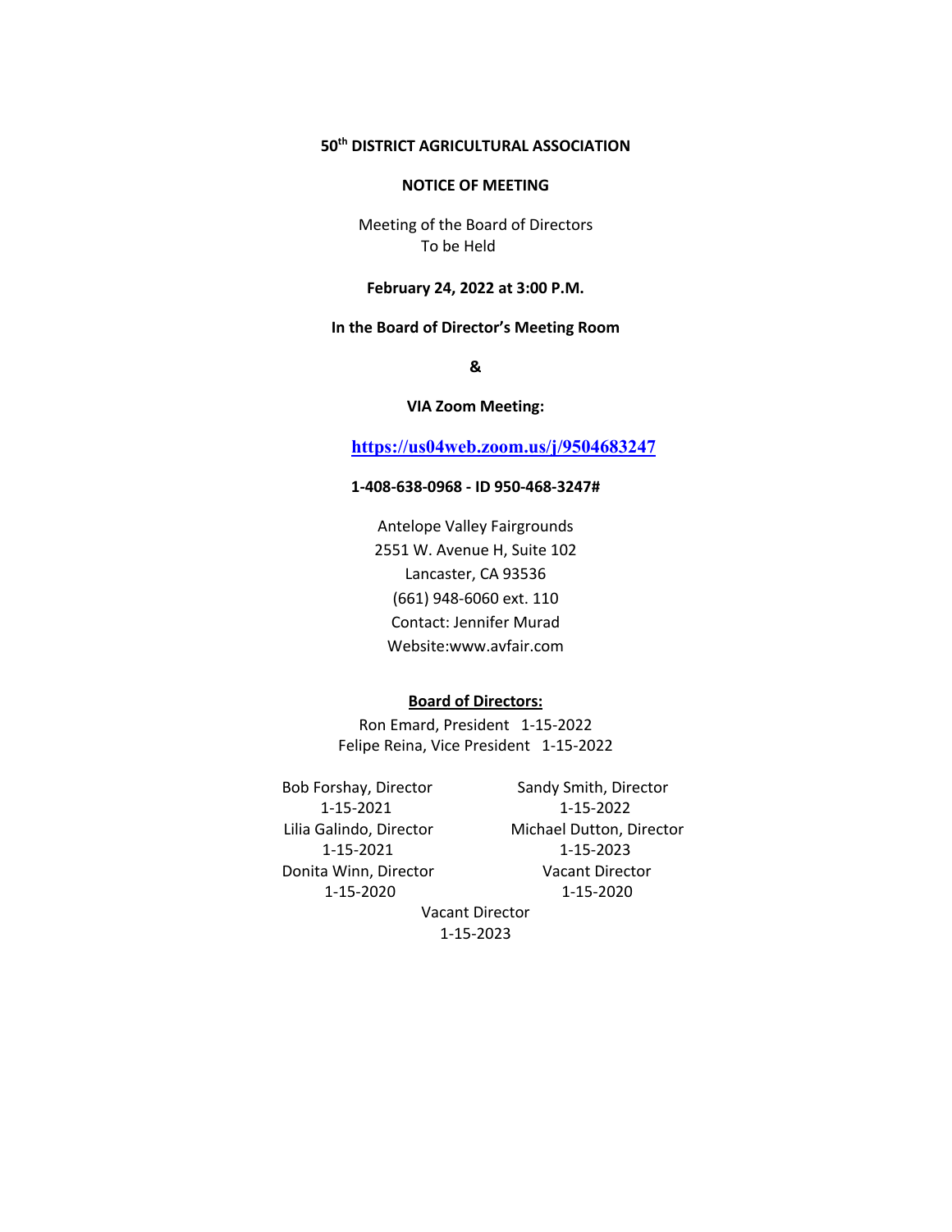**50th DISTRICT AGRICULTURAL ASSOCIATION**

**NOTICE OF MEETING**

Meeting of the Board of Directors
To be Held

**February 24, 2022 at 3:00 P.M.**

**In the Board of Director's Meeting Room**

**&**

**VIA Zoom Meeting:**

**https://us04web.zoom.us/j/9504683247**

**1-408-638-0968 - ID 950-468-3247#**

Antelope Valley Fairgrounds
2551 W. Avenue H, Suite 102
Lancaster, CA 93536
(661) 948-6060 ext. 110
Contact: Jennifer Murad
Website:www.avfair.com

**Board of Directors:**

Ron Emard, President 1-15-2022
Felipe Reina, Vice President 1-15-2022

Bob Forshay, Director
1-15-2021

Lilia Galindo, Director
1-15-2021

Donita Winn, Director
1-15-2020

Sandy Smith, Director
1-15-2022

Michael Dutton, Director
1-15-2023

Vacant Director
1-15-2020

Vacant Director
1-15-2023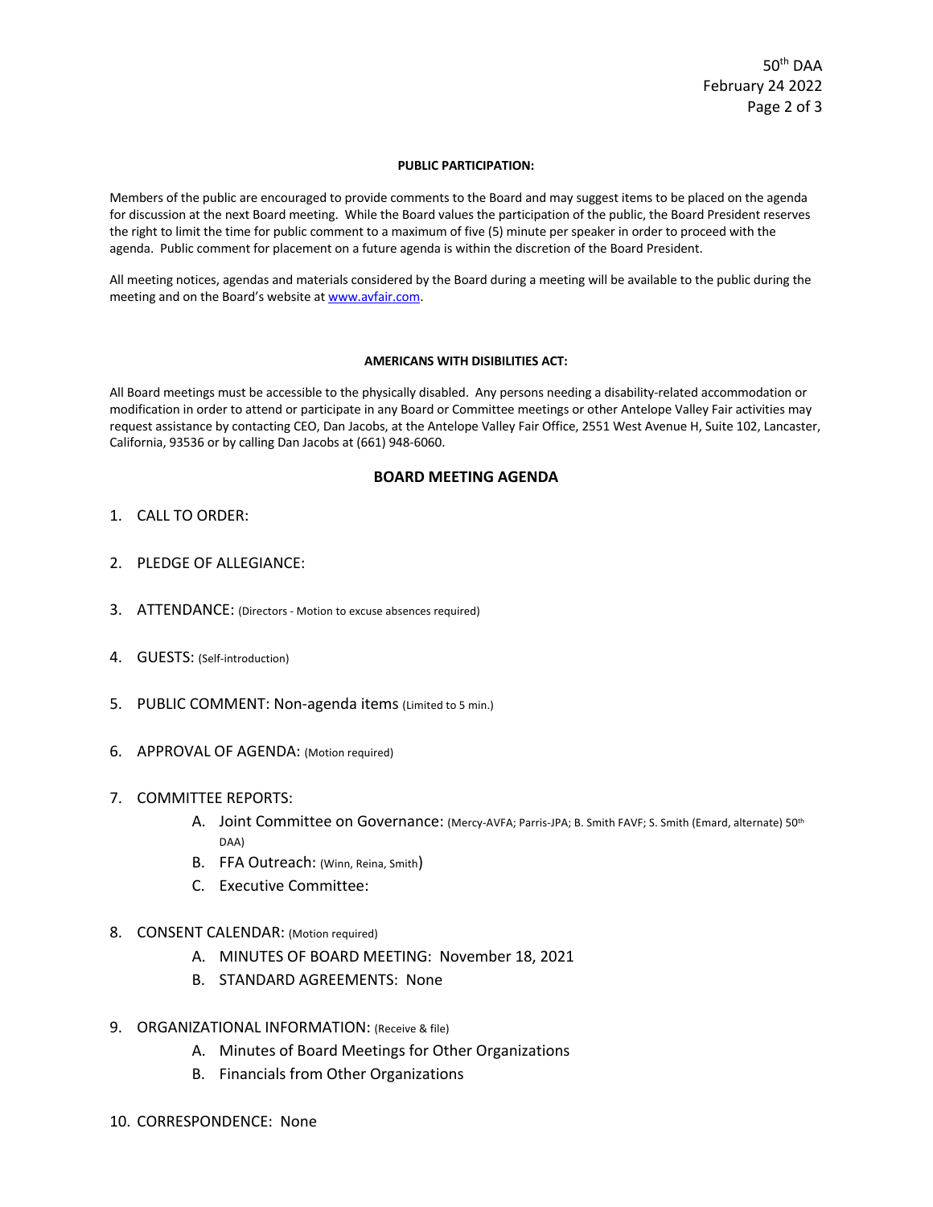**PUBLIC PARTICIPATION:**

Members of the public are encouraged to provide comments to the Board and may suggest items to be placed on the agenda for discussion at the next Board meeting. While the Board values the participation of the public, the Board President reserves the right to limit the time for public comment to a maximum of five (5) minute per speaker in order to proceed with the agenda. Public comment for placement on a future agenda is within the discretion of the Board President.

All meeting notices, agendas and materials considered by the Board during a meeting will be available to the public during the meeting and on the Board's website at www.avfair.com.

**AMERICANS WITH DISIBILITIES ACT:**

All Board meetings must be accessible to the physically disabled. Any persons needing a disability-related accommodation or modification in order to attend or participate in any Board or Committee meetings or other Antelope Valley Fair activities may request assistance by contacting CEO, Dan Jacobs, at the Antelope Valley Fair Office, 2551 West Avenue H, Suite 102, Lancaster, California, 93536 or by calling Dan Jacobs at (661) 948-6060.

## BOARD MEETING AGENDA

1. CALL TO ORDER:
2. PLEDGE OF ALLEGIANCE:
3. ATTENDANCE: (Directors - Motion to excuse absences required)
4. GUESTS: (Self-introduction)
5. PUBLIC COMMENT: Non-agenda items (Limited to 5 min.)
6. APPROVAL OF AGENDA: (Motion required)
7. COMMITTEE REPORTS:
   A. Joint Committee on Governance: (Mercy-AVFA; Parris-JPA; B. Smith FAVF; S. Smith (Emard, alternate) 50th DAA)
   B. FFA Outreach: (Winn, Reina, Smith)
   C. Executive Committee:
8. CONSENT CALENDAR: (Motion required)
   A. MINUTES OF BOARD MEETING: November 18, 2021
   B. STANDARD AGREEMENTS: None
9. ORGANIZATIONAL INFORMATION: (Receive & file)
   A. Minutes of Board Meetings for Other Organizations
   B. Financials from Other Organizations
10. CORRESPONDENCE: None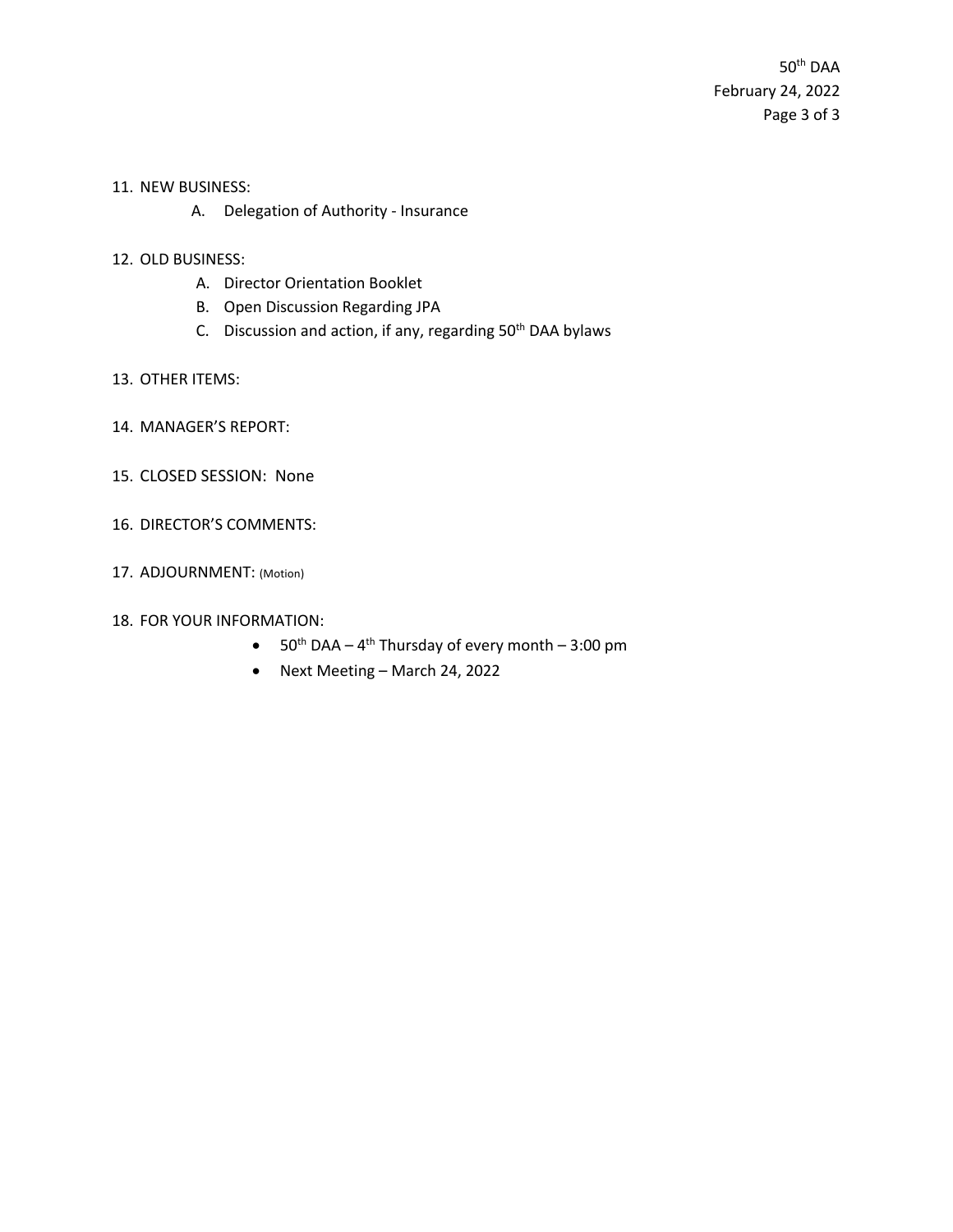11. NEW BUSINESS:
    - A. Delegation of Authority - Insurance

12. OLD BUSINESS:
    - A. Director Orientation Booklet
    - B. Open Discussion Regarding JPA
    - C. Discussion and action, if any, regarding 50th DAA bylaws

13. OTHER ITEMS:

14. MANAGER'S REPORT:

15. CLOSED SESSION: None

16. DIRECTOR'S COMMENTS:

17. ADJOURNMENT: (Motion)

18. FOR YOUR INFORMATION:
    - 50th DAA – 4th Thursday of every month – 3:00 pm
    - Next Meeting – March 24, 2022